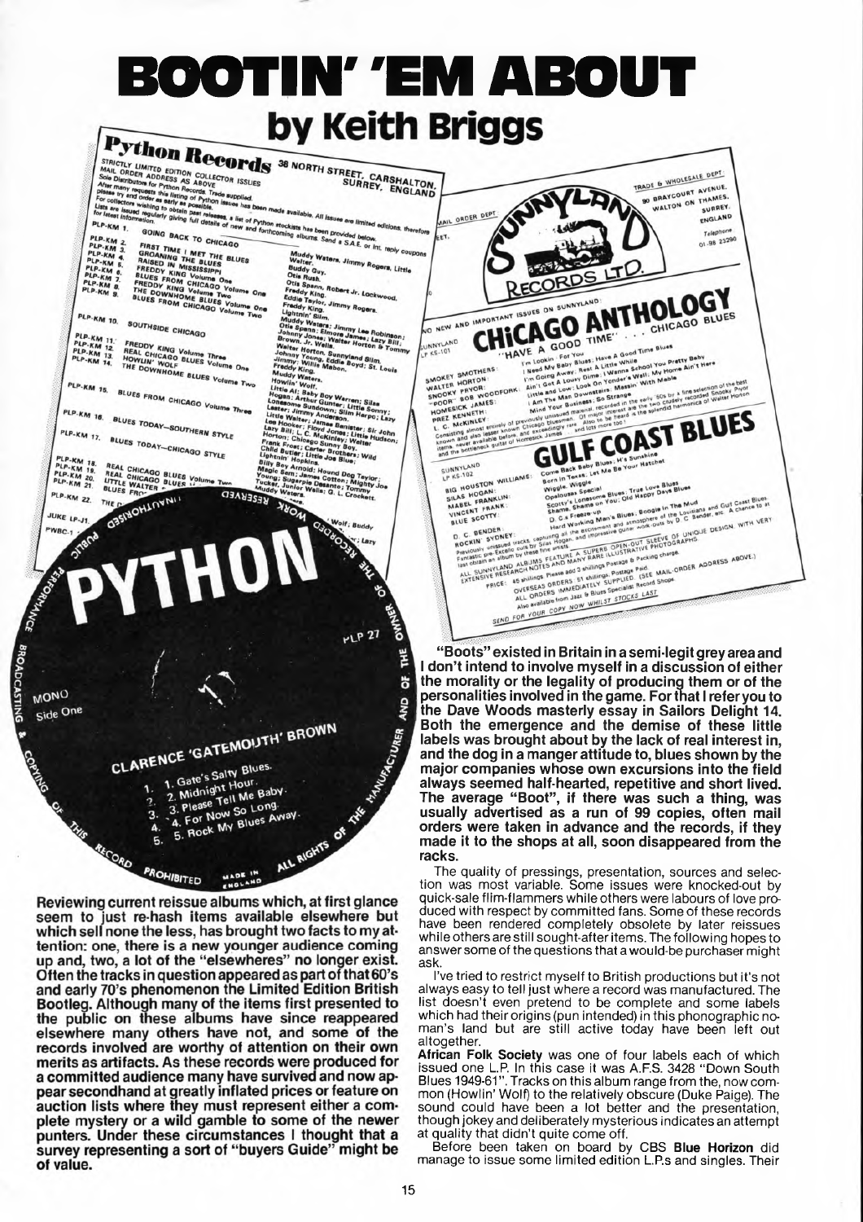# BOOTIN' 'EM ABOUT

## by Keith Briggs

**Reviewing current reissue albums which, at first glance seem to just re-hash items available elsewhere but which sell none the less, has brought two facts to my attention: one, there is a new younger audience coming up and, two, a lot of the "elsewheres" no longer exist. Often the tracks in question appeared as part of that 60's and early 70's phenomenon the Limited Edition British Bootleg. Although many of the items first presented to the public on these albums have since reappeared elsewhere many others have not, and some of the records involved are worthy of attention on their own merits as artifacts. As these records were produced for a committed audience many have survived and now appear secondhand at greatly inflated prices or feature on auction lists where they must represent either a complete mystery or a wild gamble to some of the newer punters. Under these circumstances I thought that a survey representing a sort of "buyers Guide" might be of value.**

**"Boots" existed in Britain in a semi-legit grey area and I don't intend to involve myself in a discussion of either the morality or the legality of producing them or of the personalities involved in the game. For that I refer you to the Dave Woods masterly essay in Sailors Delight 14. Both the emergence and the demise of these little labels was brought about by the lack of real interest in, and the dog in a manger attitude to, blues shown by the major companies whose own excursions into the field always seemed half-hearted, repetitive and short lived. The average "Boot", if there was such a thing, was usually advertised as a run of 99 copies, often mail orders were taken in advance and the records, if they made it to the shops at all, soon disappeared from the racks.**

The quality of pressings, presentation, sources and selection was most variable. Some issues were knocked-out by quick-sale flim-flammers while others were labours of love produced with respect by committed fans. Some of these records have been rendered completely obsolete by later reissues while others are still sought-after items. The following hopes to answer some of the questions that a would-be purchaser might ask.

I've tried to restrict myself to British productions but it's not always easy to tell just where a record was manufactured. The list doesn't even pretend to be complete and some labels which had their origins (pun intended) in this phonographic no-man's land but are still active today have been left out altogether.

**African Folk Society** was one of four labels each of which issued one L.P. In this case it was A.F.S. 3428 "Down South Blues 1949-61". Tracks on this album range from the, now common (Howlin' Wolf) to the relatively obscure (Duke Paige). The sound could have been a lot better and the presentation, though jokey and deliberately mysterious indicates an attempt at quality that didn't quite come off.

Before been taken on board by CBS **Blue Horizon** did manage to issue some limited edition L.P.s and singles. Their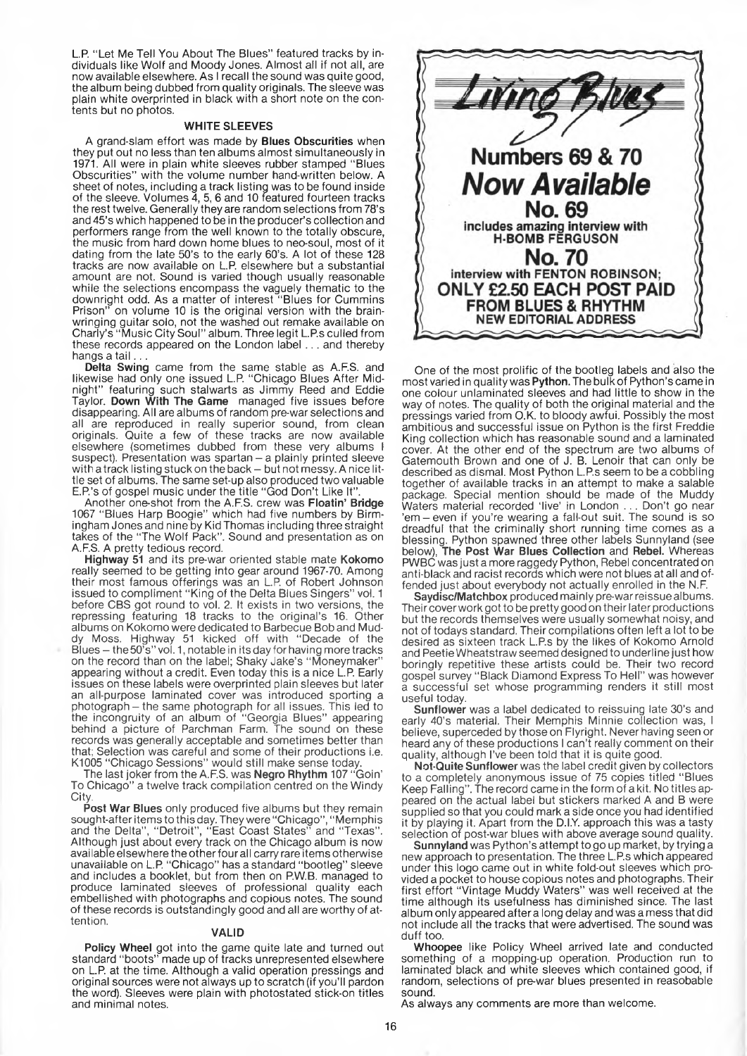L.P. "Let Me Tell You About The Blues" featured tracks by individuals like Wolf and Moody Jones. Almost all if not all, are now available elsewhere. As I recall the sound was quite good, the album being dubbed from quality originals. The sleeve was plain white overprinted in black with a short note on the contents but no photos.

### WHITE SLEEVES

A grand-slam effort was made by **Blues Obscurities** when they put out no less than ten albums almost simultaneously in 1971. All were in plain white sleeves rubber stamped "Blues Obscurities" with the volume number hand-written below. A sheet of notes, including a track listing was to be found inside of the sleeve. Volumes 4, 5, 6 and 10 featured fourteen tracks the rest twelve. Generally they are random selections from 78's and 45's which happened to be in the producer's collection and performers range from the well known to the totally obscure, the music from hard down home blues to neo-soul, most of it dating from the late 50's to the early 60's. A lot of these 128 tracks are now available on L.P. elsewhere but a substantial amount are not. Sound is varied though usually reasonable while the selections encompass the vaguely thematic to the downright odd. As a matter of interest "Blues for Cummins Prison" on volume 10 is the original version with the brain-wringing guitar solo, not the washed out remake available on Charly's "Music City Soul" album. Three legit L.P.s culled from these records appeared on the London label . . . and thereby hangs a tail . . .

**Delta Swing** came from the same stable as A.F.S. and likewise had only one issued L.P. "Chicago Blues After Midnight" featuring such stalwarts as Jimmy Reed and Eddie Taylor. **Down With The Game** managed five issues before disappearing. All are albums of random pre-war selections and all are reproduced in really superior sound, from clean originals. Quite a few of these tracks are now available elsewhere (sometimes dubbed from these very albums I suspect). Presentation was spartan – a plainly printed sleeve with a track listing stuck on the back – but not messy. A nice little set of albums. The same set-up also produced two valuable E.P.'s of gospel music under the title "God Don't Like It".

Another one-shot from the A.F.S. crew was **Floatin' Bridge** 1067 "Blues Harp Boogie" which had five numbers by Birmingham Jones and nine by Kid Thomas including three straight takes of the "The Wolf Pack". Sound and presentation as on A.F.S. A pretty tedious record.

**Highway 51** and its pre-war oriented stable mate **Kokomo** really seemed to be getting into gear around 1967-70. Among their most famous offerings was an L.P. of Robert Johnson issued to compliment "King of the Delta Blues Singers" vol. 1 before CBS got round to vol. 2. It exists in two versions, the repressing featuring 18 tracks to the original's 16. Other albums on Kokomo were dedicated to Barbecue Bob and Muddy Moss. Highway 51 kicked off with "Decade of the Blues – the 50's" vol. 1, notable in its day for having more tracks on the record than on the label; Shaky Jake's "Moneymaker" appearing without a credit. Even today this is a nice L.P. Early issues on these labels were overprinted plain sleeves but later an all-purpose laminated cover was introduced sporting a photograph – the same photograph for all issues. This led to the incongruity of an album of "Georgia Blues" appearing behind a picture of Parchman Farm. The sound on these records was generally acceptable and sometimes better than that; Selection was careful and some of their productions i.e. K1005 "Chicago Sessions" would still make sense today.

The last joker from the A.F.S. was **Negro Rhythm** 107 "Goin' To Chicago" a twelve track compilation centred on the Windy City.

**Post War Blues** only produced five albums but they remain sought-after items to this day. They were "Chicago", "Memphis and the Delta", "Detroit", "East Coast States" and "Texas". Although just about every track on the Chicago album is now available elsewhere the other four all carry rare items otherwise unavailable on L.P. "Chicago" has a standard "bootleg" sleeve and includes a booklet, but from then on P.W.B. managed to produce laminated sleeves of professional quality each embellished with photographs and copious notes. The sound of these records is outstandingly good and all are worthy of attention.

### VALID

**Policy Wheel** got into the game quite late and turned out standard "boots" made up of tracks unrepresented elsewhere on L.P. at the time. Although a valid operation pressings and original sources were not always up to scratch (if you'll pardon the word). Sleeves were plain with photostated stick-on titles and minimal notes.

**Living Blues**
**Numbers 69 & 70**
***Now Available***
**No. 69**
**includes amazing interview with H-BOMB FERGUSON**
**No. 70**
**interview with FENTON ROBINSON;**
**ONLY £2.50 EACH POST PAID**
**FROM BLUES & RHYTHM**
**NEW EDITORIAL ADDRESS**

One of the most prolific of the bootleg labels and also the most varied in quality was **Python.** The bulk of Python's came in one colour unlaminated sleeves and had little to show in the way of notes. The quality of both the original material and the pressings varied from O.K. to bloody awful. Possibly the most ambitious and successful issue on Python is the first Freddie King collection which has reasonable sound and a laminated cover. At the other end of the spectrum are two albums of Gatemouth Brown and one of J. B. Lenoir that can only be described as dismal. Most Python L.P.s seem to be a cobbling together of available tracks in an attempt to make a salable package. Special mention should be made of the Muddy Waters material recorded 'live' in London . . . Don't go near 'em – even if you're wearing a fall-out suit. The sound is so dreadful that the criminally short running time comes as a blessing. Python spawned three other labels Sunnyland (see below), **The Post War Blues Collection** and **Rebel.** Whereas PWBC was just a more raggedy Python, Rebel concentrated on anti-black and racist records which were not blues at all and offended just about everybody not actually enrolled in the N.F.

**Saydisc/Matchbox** produced mainly pre-war reissue albums. Their cover work got to be pretty good on their later productions but the records themselves were usually somewhat noisy, and not of todays standard. Their compilations often left a lot to be desired as sixteen track L.P.s by the likes of Kokomo Arnold and Peetie Wheatstraw seemed designed to underline just how boringly repetitive these artists could be. Their two record gospel survey "Black Diamond Express To Hell" was however a successful set whose programming renders it still most useful today.

**Sunflower** was a label dedicated to reissuing late 30's and early 40's material. Their Memphis Minnie collection was, I believe, superceded by those on Flyright. Never having seen or heard any of these productions I can't really comment on their quality, although I've been told that it is quite good.

**Not-Quite Sunflower** was the label credit given by collectors to a completely anonymous issue of 75 copies titled "Blues Keep Falling". The record came in the form of a kit. No titles appeared on the actual label but stickers marked A and B were supplied so that you could mark a side once you had identified it by playing it. Apart from the D.I.Y. approach this was a tasty selection of post-war blues with above average sound quality.

**Sunnyland** was Python's attempt to go up market, by trying a new approach to presentation. The three L.P.s which appeared under this logo came out in white fold-out sleeves which provided a pocket to house copious notes and photographs. Their first effort "Vintage Muddy Waters" was well received at the time although its usefulness has diminished since. The last album only appeared after a long delay and was a mess that did not include all the tracks that were advertised. The sound was duff too.

**Whoopee** like Policy Wheel arrived late and conducted something of a mopping-up operation. Production run to laminated black and white sleeves which contained good, if random, selections of pre-war blues presented in reasobable sound.

As always any comments are more than welcome.